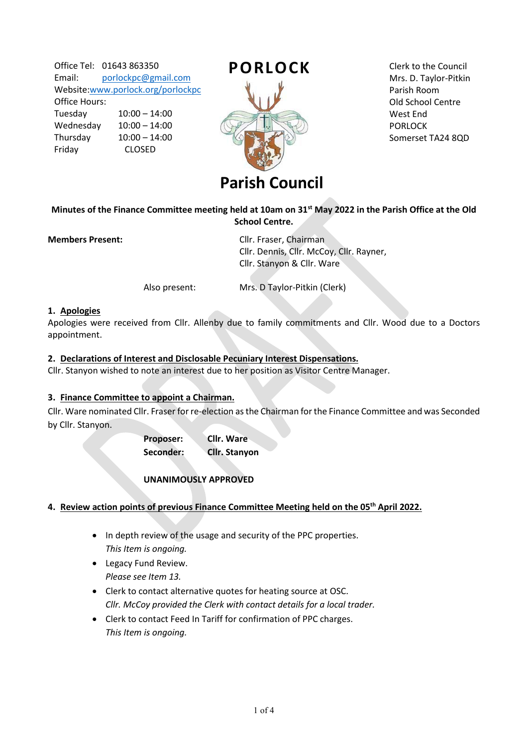Office Tel: 01643 863350
Email: porlockpc@gmail.com
Website: www.porlock.org/porlockpc
Office Hours:

| | |
|---|---|
| Tuesday | 10:00 – 14:00 |
| Wednesday | 10:00 – 14:00 |
| Thursday | 10:00 – 14:00 |
| Friday | CLOSED |

# PORLOCK Parish Council

Clerk to the Council
Mrs. D. Taylor-Pitkin
Parish Room
Old School Centre
West End
PORLOCK
Somerset TA24 8QD

**Minutes of the Finance Committee meeting held at 10am on 31st May 2022 in the Parish Office at the Old School Centre.**

**Members Present:** Cllr. Fraser, Chairman
Cllr. Dennis, Cllr. McCoy, Cllr. Rayner,
Cllr. Stanyon & Cllr. Ware

Also present: Mrs. D Taylor-Pitkin (Clerk)

## 1. Apologies

Apologies were received from Cllr. Allenby due to family commitments and Cllr. Wood due to a Doctors appointment.

## 2. Declarations of Interest and Disclosable Pecuniary Interest Dispensations.

Cllr. Stanyon wished to note an interest due to her position as Visitor Centre Manager.

## 3. Finance Committee to appoint a Chairman.

Cllr. Ware nominated Cllr. Fraser for re-election as the Chairman for the Finance Committee and was Seconded by Cllr. Stanyon.

**Proposer: Cllr. Ware**
**Seconder: Cllr. Stanyon**

**UNANIMOUSLY APPROVED**

## 4. Review action points of previous Finance Committee Meeting held on the 05th April 2022.

- In depth review of the usage and security of the PPC properties.
  *This Item is ongoing.*
- Legacy Fund Review.
  *Please see Item 13.*
- Clerk to contact alternative quotes for heating source at OSC.
  *Cllr. McCoy provided the Clerk with contact details for a local trader.*
- Clerk to contact Feed In Tariff for confirmation of PPC charges.
  *This Item is ongoing.*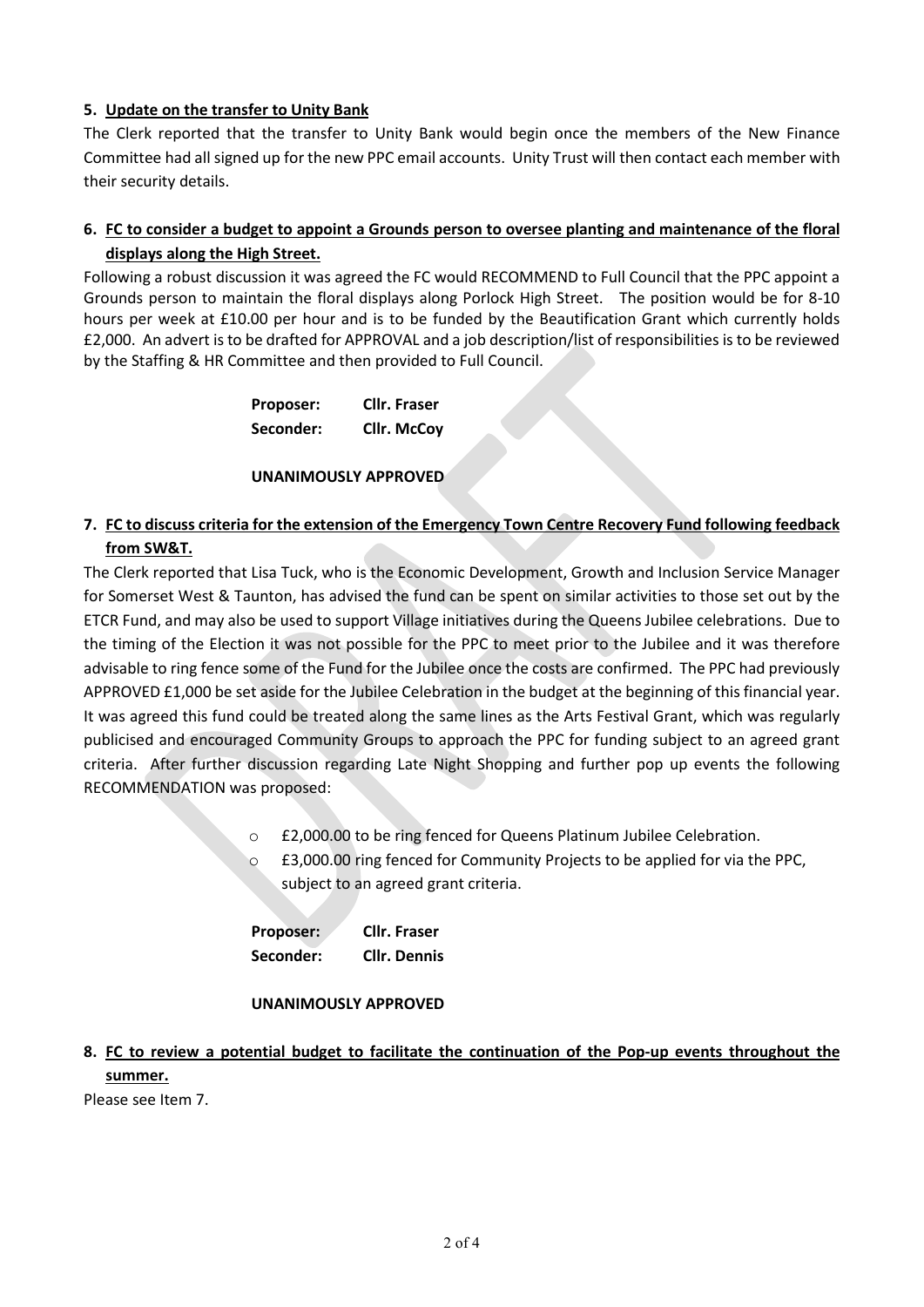**5. Update on the transfer to Unity Bank**

The Clerk reported that the transfer to Unity Bank would begin once the members of the New Finance Committee had all signed up for the new PPC email accounts. Unity Trust will then contact each member with their security details.

**6. FC to consider a budget to appoint a Grounds person to oversee planting and maintenance of the floral displays along the High Street.**

Following a robust discussion it was agreed the FC would RECOMMEND to Full Council that the PPC appoint a Grounds person to maintain the floral displays along Porlock High Street. The position would be for 8-10 hours per week at £10.00 per hour and is to be funded by the Beautification Grant which currently holds £2,000. An advert is to be drafted for APPROVAL and a job description/list of responsibilities is to be reviewed by the Staffing & HR Committee and then provided to Full Council.

**Proposer:** **Cllr. Fraser**
**Seconder:** **Cllr. McCoy**

**UNANIMOUSLY APPROVED**

**7. FC to discuss criteria for the extension of the Emergency Town Centre Recovery Fund following feedback from SW&T.**

The Clerk reported that Lisa Tuck, who is the Economic Development, Growth and Inclusion Service Manager for Somerset West & Taunton, has advised the fund can be spent on similar activities to those set out by the ETCR Fund, and may also be used to support Village initiatives during the Queens Jubilee celebrations. Due to the timing of the Election it was not possible for the PPC to meet prior to the Jubilee and it was therefore advisable to ring fence some of the Fund for the Jubilee once the costs are confirmed. The PPC had previously APPROVED £1,000 be set aside for the Jubilee Celebration in the budget at the beginning of this financial year. It was agreed this fund could be treated along the same lines as the Arts Festival Grant, which was regularly publicised and encouraged Community Groups to approach the PPC for funding subject to an agreed grant criteria. After further discussion regarding Late Night Shopping and further pop up events the following RECOMMENDATION was proposed:

- £2,000.00 to be ring fenced for Queens Platinum Jubilee Celebration.
- £3,000.00 ring fenced for Community Projects to be applied for via the PPC, subject to an agreed grant criteria.

**Proposer:** **Cllr. Fraser**
**Seconder:** **Cllr. Dennis**

**UNANIMOUSLY APPROVED**

**8. FC to review a potential budget to facilitate the continuation of the Pop-up events throughout the summer.**

Please see Item 7.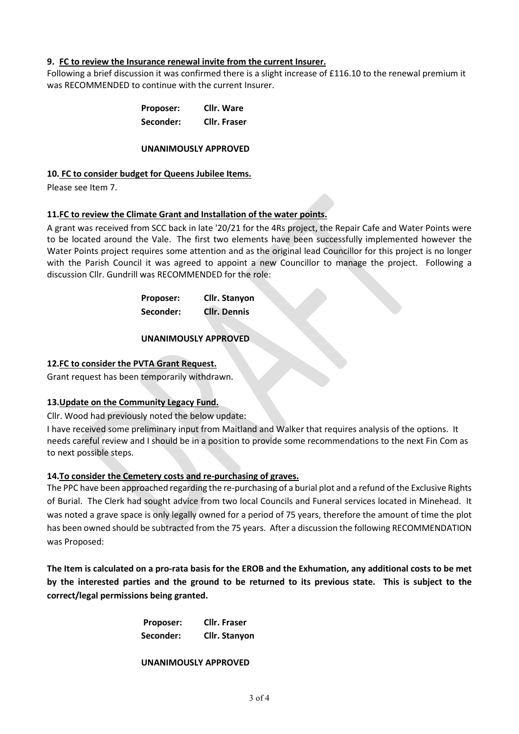**9. FC to review the Insurance renewal invite from the current Insurer.**

Following a brief discussion it was confirmed there is a slight increase of £116.10 to the renewal premium it was RECOMMENDED to continue with the current Insurer.

**Proposer: Cllr. Ware**
**Seconder: Cllr. Fraser**

**UNANIMOUSLY APPROVED**

**10. FC to consider budget for Queens Jubilee Items.**

Please see Item 7.

**11. FC to review the Climate Grant and Installation of the water points.**

A grant was received from SCC back in late '20/21 for the 4Rs project, the Repair Cafe and Water Points were to be located around the Vale. The first two elements have been successfully implemented however the Water Points project requires some attention and as the original lead Councillor for this project is no longer with the Parish Council it was agreed to appoint a new Councillor to manage the project. Following a discussion Cllr. Gundrill was RECOMMENDED for the role:

**Proposer: Cllr. Stanyon**
**Seconder: Cllr. Dennis**

**UNANIMOUSLY APPROVED**

**12. FC to consider the PVTA Grant Request.**

Grant request has been temporarily withdrawn.

**13. Update on the Community Legacy Fund.**

Cllr. Wood had previously noted the below update:

I have received some preliminary input from Maitland and Walker that requires analysis of the options. It needs careful review and I should be in a position to provide some recommendations to the next Fin Com as to next possible steps.

**14. To consider the Cemetery costs and re-purchasing of graves.**

The PPC have been approached regarding the re-purchasing of a burial plot and a refund of the Exclusive Rights of Burial. The Clerk had sought advice from two local Councils and Funeral services located in Minehead. It was noted a grave space is only legally owned for a period of 75 years, therefore the amount of time the plot has been owned should be subtracted from the 75 years. After a discussion the following RECOMMENDATION was Proposed:

**The Item is calculated on a pro-rata basis for the EROB and the Exhumation, any additional costs to be met by the interested parties and the ground to be returned to its previous state. This is subject to the correct/legal permissions being granted.**

**Proposer: Cllr. Fraser**
**Seconder: Cllr. Stanyon**

**UNANIMOUSLY APPROVED**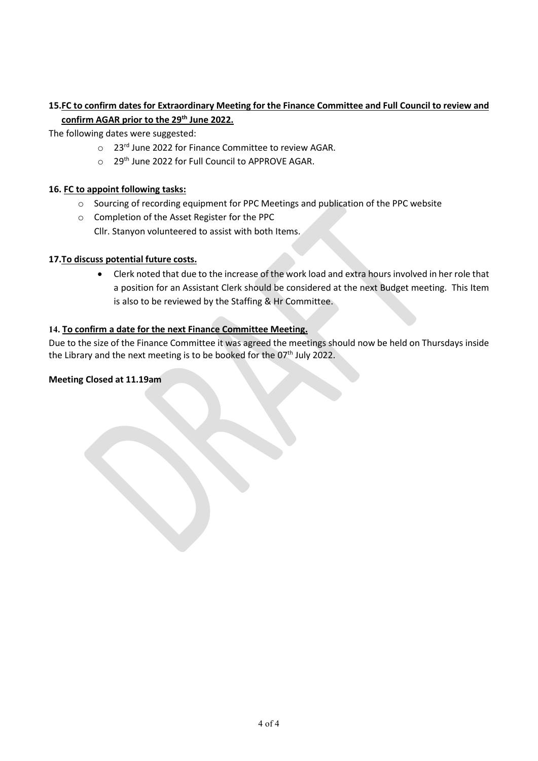**15. FC to confirm dates for Extraordinary Meeting for the Finance Committee and Full Council to review and confirm AGAR prior to the 29th June 2022.**

The following dates were suggested:

- 23rd June 2022 for Finance Committee to review AGAR.
- 29th June 2022 for Full Council to APPROVE AGAR.

**16. FC to appoint following tasks:**

- Sourcing of recording equipment for PPC Meetings and publication of the PPC website
- Completion of the Asset Register for the PPC
  Cllr. Stanyon volunteered to assist with both Items.

**17. To discuss potential future costs.**

- Clerk noted that due to the increase of the work load and extra hours involved in her role that a position for an Assistant Clerk should be considered at the next Budget meeting. This Item is also to be reviewed by the Staffing & Hr Committee.

**14. To confirm a date for the next Finance Committee Meeting.**

Due to the size of the Finance Committee it was agreed the meetings should now be held on Thursdays inside the Library and the next meeting is to be booked for the 07th July 2022.

**Meeting Closed at 11.19am**